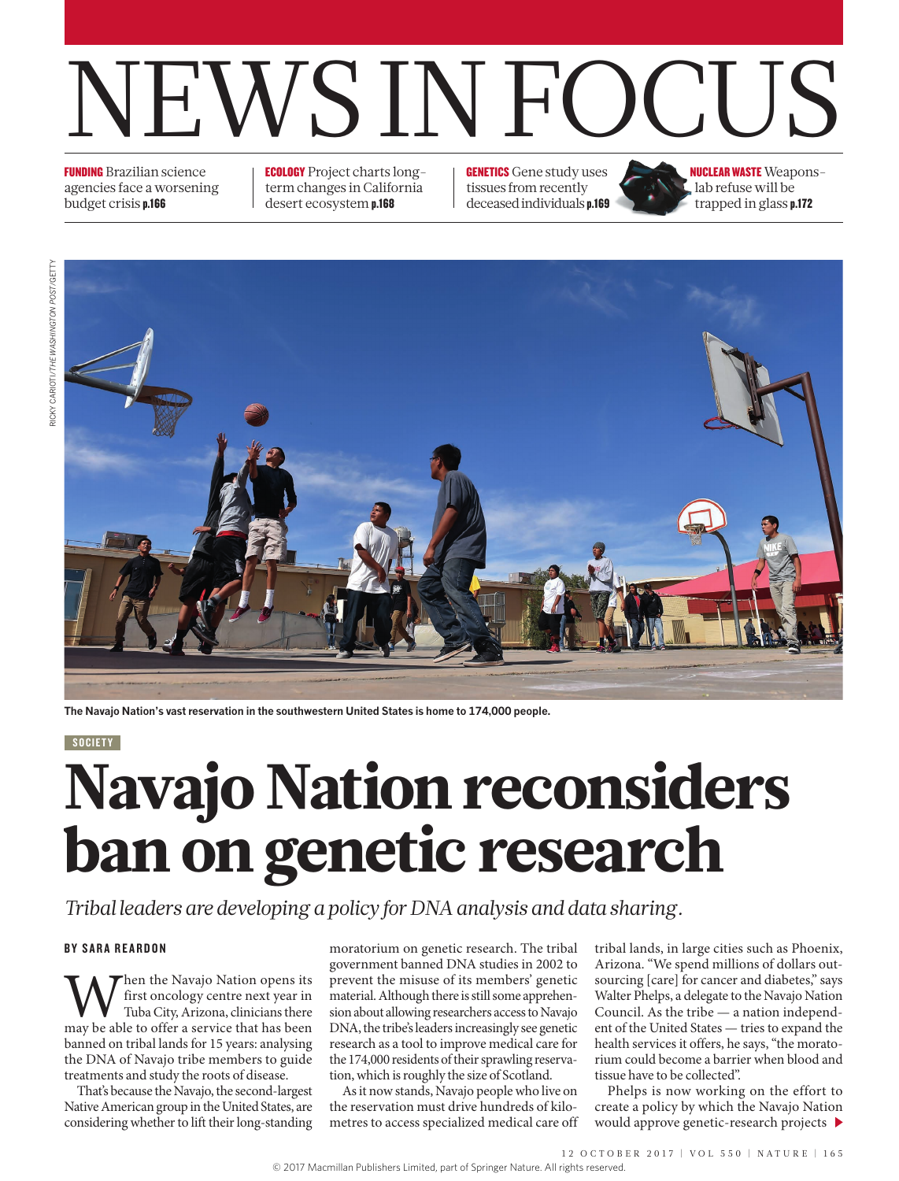# NEWS IN FOCUS

**FUNDING** Brazilian science agencies face a worsening budget crisis **p.166**

**ECOLOGY** Project charts long-term changes in California desert ecosystem **p.168**

**GENETICS** Gene study uses tissues from recently deceased individuals **p.169**

**NUCLEAR WASTE** Weapons-lab refuse will be trapped in glass **p.172**

RICKY CARIOTI/THE WASHINGTON POST/GETTY

**The Navajo Nation's vast reservation in the southwestern United States is home to 174,000 people.**

SOCIETY

# Navajo Nation reconsiders ban on genetic research

*Tribal leaders are developing a policy for DNA analysis and data sharing.*

**BY SARA REARDON**

When the Navajo Nation opens its first oncology centre next year in Tuba City, Arizona, clinicians there may be able to offer a service that has been banned on tribal lands for 15 years: analysing the DNA of Navajo tribe members to guide treatments and study the roots of disease.

That's because the Navajo, the second-largest Native American group in the United States, are considering whether to lift their long-standing moratorium on genetic research. The tribal government banned DNA studies in 2002 to prevent the misuse of its members' genetic material. Although there is still some apprehension about allowing researchers access to Navajo DNA, the tribe's leaders increasingly see genetic research as a tool to improve medical care for the 174,000 residents of their sprawling reservation, which is roughly the size of Scotland.

As it now stands, Navajo people who live on the reservation must drive hundreds of kilometres to access specialized medical care off tribal lands, in large cities such as Phoenix, Arizona. "We spend millions of dollars outsourcing [care] for cancer and diabetes," says Walter Phelps, a delegate to the Navajo Nation Council. As the tribe — a nation independent of the United States — tries to expand the health services it offers, he says, "the moratorium could become a barrier when blood and tissue have to be collected".

Phelps is now working on the effort to create a policy by which the Navajo Nation would approve genetic-research projects ▶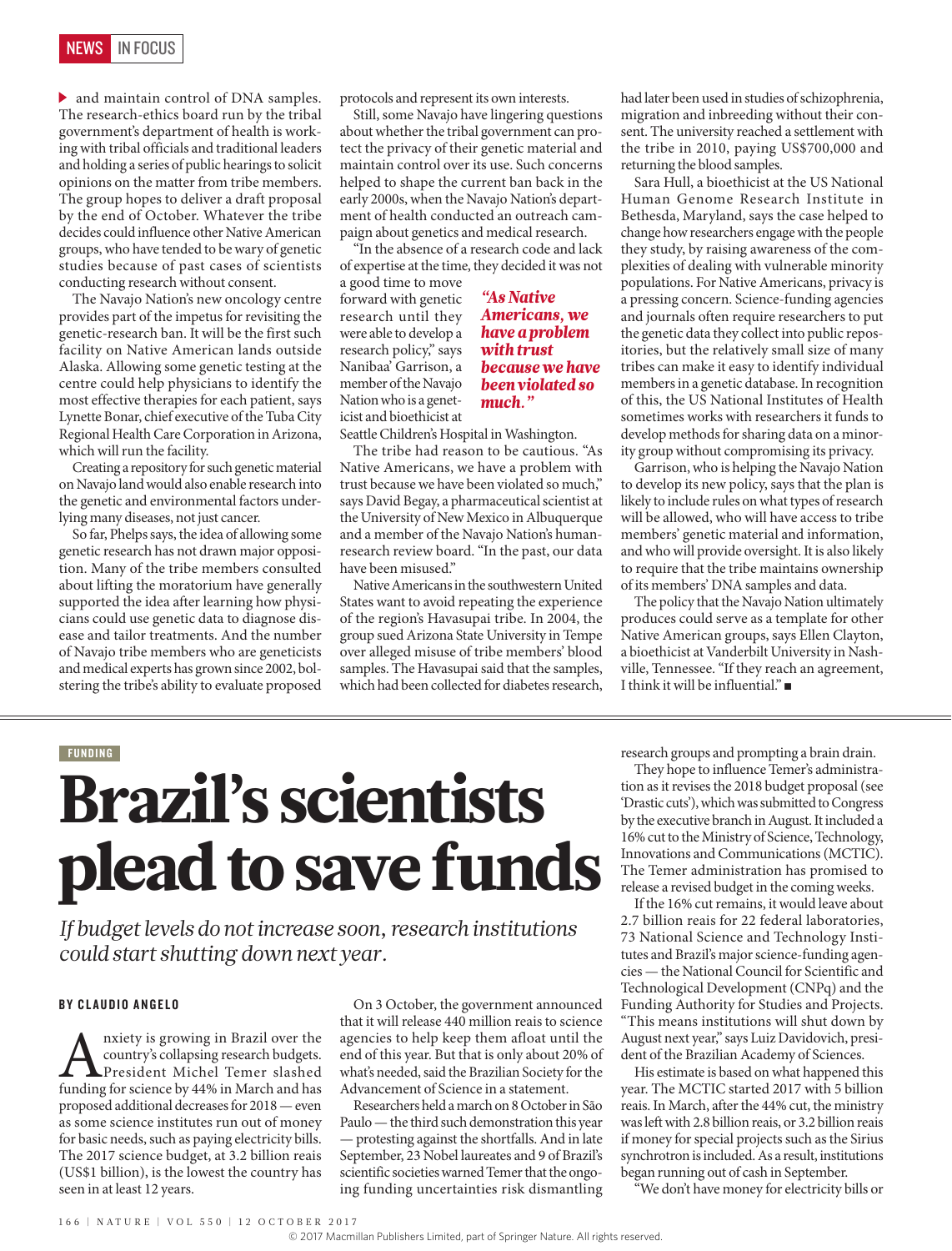NEWS IN FOCUS

and maintain control of DNA samples. The research-ethics board run by the tribal government's department of health is working with tribal officials and traditional leaders and holding a series of public hearings to solicit opinions on the matter from tribe members. The group hopes to deliver a draft proposal by the end of October. Whatever the tribe decides could influence other Native American groups, who have tended to be wary of genetic studies because of past cases of scientists conducting research without consent.

The Navajo Nation's new oncology centre provides part of the impetus for revisiting the genetic-research ban. It will be the first such facility on Native American lands outside Alaska. Allowing some genetic testing at the centre could help physicians to identify the most effective therapies for each patient, says Lynette Bonar, chief executive of the Tuba City Regional Health Care Corporation in Arizona, which will run the facility.

Creating a repository for such genetic material on Navajo land would also enable research into the genetic and environmental factors underlying many diseases, not just cancer.

So far, Phelps says, the idea of allowing some genetic research has not drawn major opposition. Many of the tribe members consulted about lifting the moratorium have generally supported the idea after learning how physicians could use genetic data to diagnose disease and tailor treatments. And the number of Navajo tribe members who are geneticists and medical experts has grown since 2002, bolstering the tribe's ability to evaluate proposed protocols and represent its own interests.

Still, some Navajo have lingering questions about whether the tribal government can protect the privacy of their genetic material and maintain control over its use. Such concerns helped to shape the current ban back in the early 2000s, when the Navajo Nation's department of health conducted an outreach campaign about genetics and medical research.

"In the absence of a research code and lack of expertise at the time, they decided it was not a good time to move forward with genetic research until they were able to develop a research policy," says Nanibaa' Garrison, a member of the Navajo Nation who is a geneticist and bioethicist at Seattle Children's Hospital in Washington.

> *"As Native Americans, we have a problem with trust because we have been violated so much."*

The tribe had reason to be cautious. "As Native Americans, we have a problem with trust because we have been violated so much," says David Begay, a pharmaceutical scientist at the University of New Mexico in Albuquerque and a member of the Navajo Nation's human-research review board. "In the past, our data have been misused."

Native Americans in the southwestern United States want to avoid repeating the experience of the region's Havasupai tribe. In 2004, the group sued Arizona State University in Tempe over alleged misuse of tribe members' blood samples. The Havasupai said that the samples, which had been collected for diabetes research, had later been used in studies of schizophrenia, migration and inbreeding without their consent. The university reached a settlement with the tribe in 2010, paying US$700,000 and returning the blood samples.

Sara Hull, a bioethicist at the US National Human Genome Research Institute in Bethesda, Maryland, says the case helped to change how researchers engage with the people they study, by raising awareness of the complexities of dealing with vulnerable minority populations. For Native Americans, privacy is a pressing concern. Science-funding agencies and journals often require researchers to put the genetic data they collect into public repositories, but the relatively small size of many tribes can make it easy to identify individual members in a genetic database. In recognition of this, the US National Institutes of Health sometimes works with researchers it funds to develop methods for sharing data on a minority group without compromising its privacy.

Garrison, who is helping the Navajo Nation to develop its new policy, says that the plan is likely to include rules on what types of research will be allowed, who will have access to tribe members' genetic material and information, and who will provide oversight. It is also likely to require that the tribe maintains ownership of its members' DNA samples and data.

The policy that the Navajo Nation ultimately produces could serve as a template for other Native American groups, says Ellen Clayton, a bioethicist at Vanderbilt University in Nashville, Tennessee. "If they reach an agreement, I think it will be influential." ■

FUNDING

# Brazil's scientists plead to save funds

*If budget levels do not increase soon, research institutions could start shutting down next year.*

**BY CLAUDIO ANGELO**

Anxiety is growing in Brazil over the country's collapsing research budgets. President Michel Temer slashed funding for science by 44% in March and has proposed additional decreases for 2018 — even as some science institutes run out of money for basic needs, such as paying electricity bills. The 2017 science budget, at 3.2 billion reais (US$1 billion), is the lowest the country has seen in at least 12 years.

On 3 October, the government announced that it will release 440 million reais to science agencies to help keep them afloat until the end of this year. But that is only about 20% of what's needed, said the Brazilian Society for the Advancement of Science in a statement.

Researchers held a march on 8 October in São Paulo — the third such demonstration this year — protesting against the shortfalls. And in late September, 23 Nobel laureates and 9 of Brazil's scientific societies warned Temer that the ongoing funding uncertainties risk dismantling research groups and prompting a brain drain.

They hope to influence Temer's administration as it revises the 2018 budget proposal (see 'Drastic cuts'), which was submitted to Congress by the executive branch in August. It included a 16% cut to the Ministry of Science, Technology, Innovations and Communications (MCTIC). The Temer administration has promised to release a revised budget in the coming weeks.

If the 16% cut remains, it would leave about 2.7 billion reais for 22 federal laboratories, 73 National Science and Technology Institutes and Brazil's major science-funding agencies — the National Council for Scientific and Technological Development (CNPq) and the Funding Authority for Studies and Projects. "This means institutions will shut down by August next year," says Luiz Davidovich, president of the Brazilian Academy of Sciences.

His estimate is based on what happened this year. The MCTIC started 2017 with 5 billion reais. In March, after the 44% cut, the ministry was left with 2.8 billion reais, or 3.2 billion reais if money for special projects such as the Sirius synchrotron is included. As a result, institutions began running out of cash in September.

"We don't have money for electricity bills or